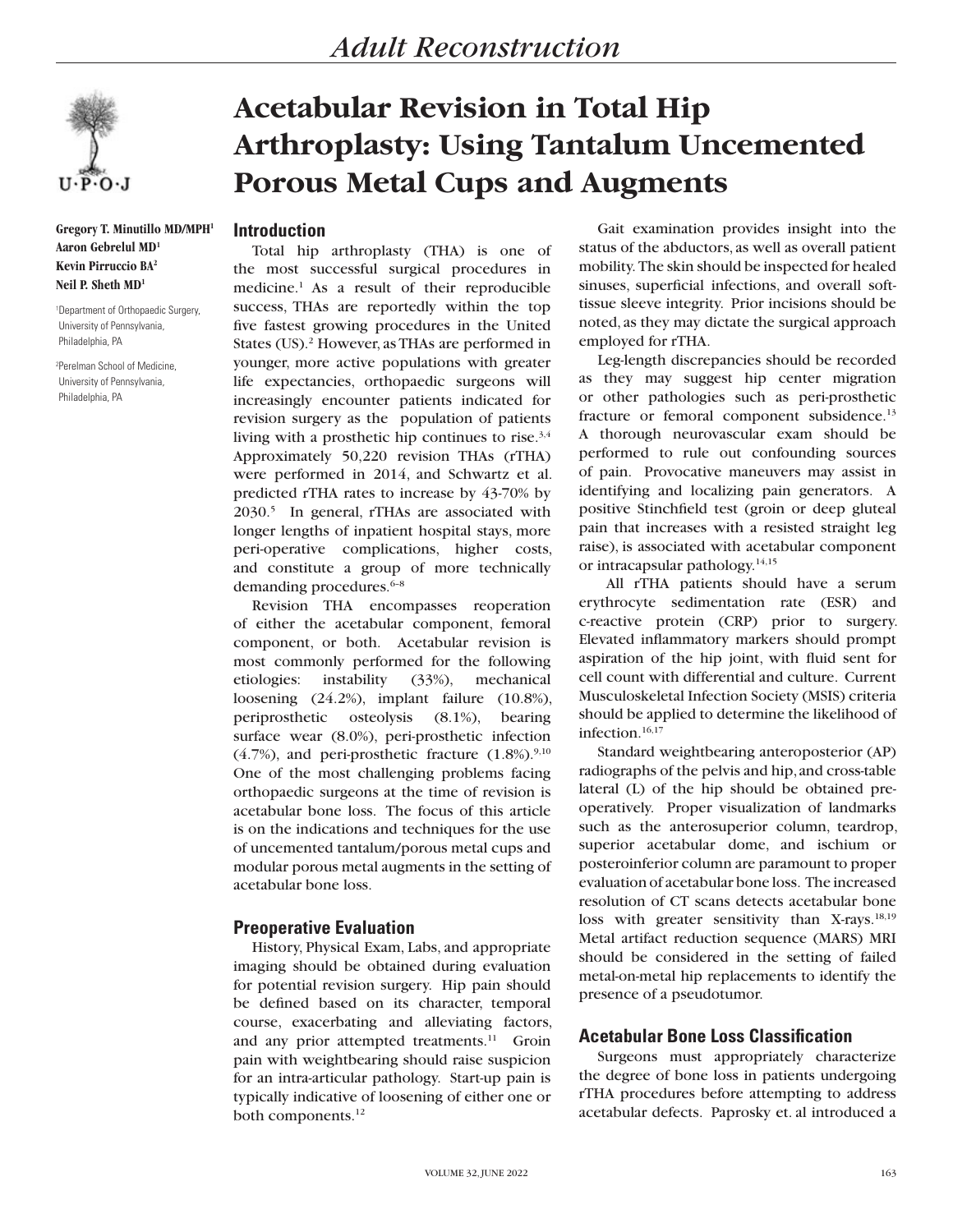# Acetabular Revision in Total Hip Arthroplasty: Using Tantalum Uncemented Porous Metal Cups and Augments

**Gregory T. Minutillo MD/MPH[1]**
**Aaron Gebrelul MD[1]**
**Kevin Pirruccio BA[2]**
**Neil P. Sheth MD[1]**

[1]Department of Orthopaedic Surgery, University of Pennsylvania, Philadelphia, PA

[2]Perelman School of Medicine, University of Pennsylvania, Philadelphia, PA

## Introduction

Total hip arthroplasty (THA) is one of the most successful surgical procedures in medicine.[1] As a result of their reproducible success, THAs are reportedly within the top five fastest growing procedures in the United States (US).[2] However, as THAs are performed in younger, more active populations with greater life expectancies, orthopaedic surgeons will increasingly encounter patients indicated for revision surgery as the population of patients living with a prosthetic hip continues to rise.[3,4] Approximately 50,220 revision THAs (rTHA) were performed in 2014, and Schwartz et al. predicted rTHA rates to increase by 43-70% by 2030.[5] In general, rTHAs are associated with longer lengths of inpatient hospital stays, more peri-operative complications, higher costs, and constitute a group of more technically demanding procedures.[6–8]

Revision THA encompasses reoperation of either the acetabular component, femoral component, or both. Acetabular revision is most commonly performed for the following etiologies: instability (33%), mechanical loosening (24.2%), implant failure (10.8%), periprosthetic osteolysis (8.1%), bearing surface wear (8.0%), peri-prosthetic infection (4.7%), and peri-prosthetic fracture (1.8%).[9,10] One of the most challenging problems facing orthopaedic surgeons at the time of revision is acetabular bone loss. The focus of this article is on the indications and techniques for the use of uncemented tantalum/porous metal cups and modular porous metal augments in the setting of acetabular bone loss.

## Preoperative Evaluation

History, Physical Exam, Labs, and appropriate imaging should be obtained during evaluation for potential revision surgery. Hip pain should be defined based on its character, temporal course, exacerbating and alleviating factors, and any prior attempted treatments.[11] Groin pain with weightbearing should raise suspicion for an intra-articular pathology. Start-up pain is typically indicative of loosening of either one or both components.[12]

Gait examination provides insight into the status of the abductors, as well as overall patient mobility. The skin should be inspected for healed sinuses, superficial infections, and overall soft-tissue sleeve integrity. Prior incisions should be noted, as they may dictate the surgical approach employed for rTHA.

Leg-length discrepancies should be recorded as they may suggest hip center migration or other pathologies such as peri-prosthetic fracture or femoral component subsidence.[13] A thorough neurovascular exam should be performed to rule out confounding sources of pain. Provocative maneuvers may assist in identifying and localizing pain generators. A positive Stinchfield test (groin or deep gluteal pain that increases with a resisted straight leg raise), is associated with acetabular component or intracapsular pathology.[14,15]

All rTHA patients should have a serum erythrocyte sedimentation rate (ESR) and c-reactive protein (CRP) prior to surgery. Elevated inflammatory markers should prompt aspiration of the hip joint, with fluid sent for cell count with differential and culture. Current Musculoskeletal Infection Society (MSIS) criteria should be applied to determine the likelihood of infection.[16,17]

Standard weightbearing anteroposterior (AP) radiographs of the pelvis and hip, and cross-table lateral (L) of the hip should be obtained pre-operatively. Proper visualization of landmarks such as the anterosuperior column, teardrop, superior acetabular dome, and ischium or posteroinferior column are paramount to proper evaluation of acetabular bone loss. The increased resolution of CT scans detects acetabular bone loss with greater sensitivity than X-rays.[18,19] Metal artifact reduction sequence (MARS) MRI should be considered in the setting of failed metal-on-metal hip replacements to identify the presence of a pseudotumor.

## Acetabular Bone Loss Classification

Surgeons must appropriately characterize the degree of bone loss in patients undergoing rTHA procedures before attempting to address acetabular defects. Paprosky et. al introduced a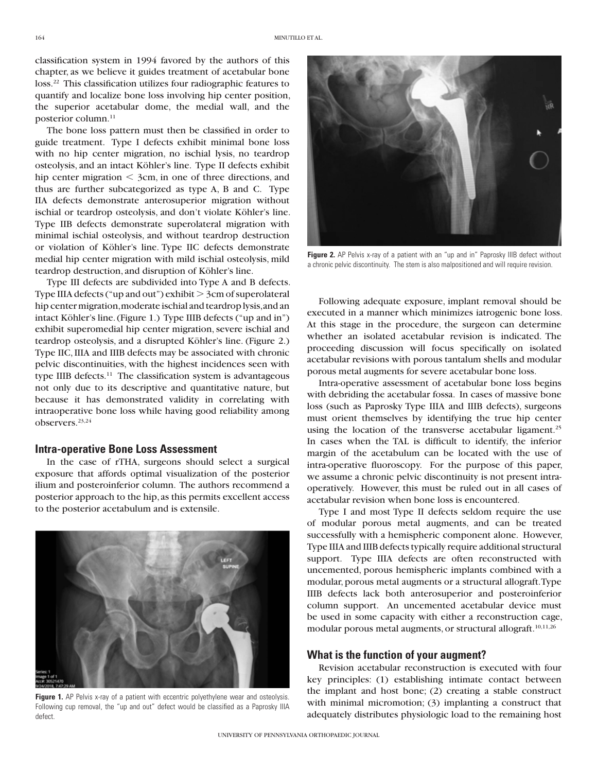classification system in 1994 favored by the authors of this chapter, as we believe it guides treatment of acetabular bone loss.[22] This classification utilizes four radiographic features to quantify and localize bone loss involving hip center position, the superior acetabular dome, the medial wall, and the posterior column.[11]

The bone loss pattern must then be classified in order to guide treatment. Type I defects exhibit minimal bone loss with no hip center migration, no ischial lysis, no teardrop osteolysis, and an intact Köhler's line. Type II defects exhibit hip center migration < 3cm, in one of three directions, and thus are further subcategorized as type A, B and C. Type IIA defects demonstrate anterosuperior migration without ischial or teardrop osteolysis, and don't violate Köhler's line. Type IIB defects demonstrate superolateral migration with minimal ischial osteolysis, and without teardrop destruction or violation of Köhler's line. Type IIC defects demonstrate medial hip center migration with mild ischial osteolysis, mild teardrop destruction, and disruption of Köhler's line.

Type III defects are subdivided into Type A and B defects. Type IIIA defects ("up and out") exhibit > 3cm of superolateral hip center migration, moderate ischial and teardrop lysis, and an intact Köhler's line. (Figure 1.) Type IIIB defects ("up and in") exhibit superomedial hip center migration, severe ischial and teardrop osteolysis, and a disrupted Köhler's line. (Figure 2.) Type IIC, IIIA and IIIB defects may be associated with chronic pelvic discontinuities, with the highest incidences seen with type IIIB defects.[11] The classification system is advantageous not only due to its descriptive and quantitative nature, but because it has demonstrated validity in correlating with intraoperative bone loss while having good reliability among observers.[23,24]

## Intra-operative Bone Loss Assessment

In the case of rTHA, surgeons should select a surgical exposure that affords optimal visualization of the posterior ilium and posteroinferior column. The authors recommend a posterior approach to the hip, as this permits excellent access to the posterior acetabulum and is extensile.

**Figure 1.** AP Pelvis x-ray of a patient with eccentric polyethylene wear and osteolysis. Following cup removal, the "up and out" defect would be classified as a Paprosky IIIA defect.

**Figure 2.** AP Pelvis x-ray of a patient with an "up and in" Paprosky IIIB defect without a chronic pelvic discontinuity. The stem is also malpositioned and will require revision.

Following adequate exposure, implant removal should be executed in a manner which minimizes iatrogenic bone loss. At this stage in the procedure, the surgeon can determine whether an isolated acetabular revision is indicated. The proceeding discussion will focus specifically on isolated acetabular revisions with porous tantalum shells and modular porous metal augments for severe acetabular bone loss.

Intra-operative assessment of acetabular bone loss begins with debriding the acetabular fossa. In cases of massive bone loss (such as Paprosky Type IIIA and IIIB defects), surgeons must orient themselves by identifying the true hip center using the location of the transverse acetabular ligament.[25] In cases when the TAL is difficult to identify, the inferior margin of the acetabulum can be located with the use of intra-operative fluoroscopy. For the purpose of this paper, we assume a chronic pelvic discontinuity is not present intra-operatively. However, this must be ruled out in all cases of acetabular revision when bone loss is encountered.

Type I and most Type II defects seldom require the use of modular porous metal augments, and can be treated successfully with a hemispheric component alone. However, Type IIIA and IIIB defects typically require additional structural support. Type IIIA defects are often reconstructed with uncemented, porous hemispheric implants combined with a modular, porous metal augments or a structural allograft. Type IIIB defects lack both anterosuperior and posteroinferior column support. An uncemented acetabular device must be used in some capacity with either a reconstruction cage, modular porous metal augments, or structural allograft.[10,11,26]

## What is the function of your augment?

Revision acetabular reconstruction is executed with four key principles: (1) establishing intimate contact between the implant and host bone; (2) creating a stable construct with minimal micromotion; (3) implanting a construct that adequately distributes physiologic load to the remaining host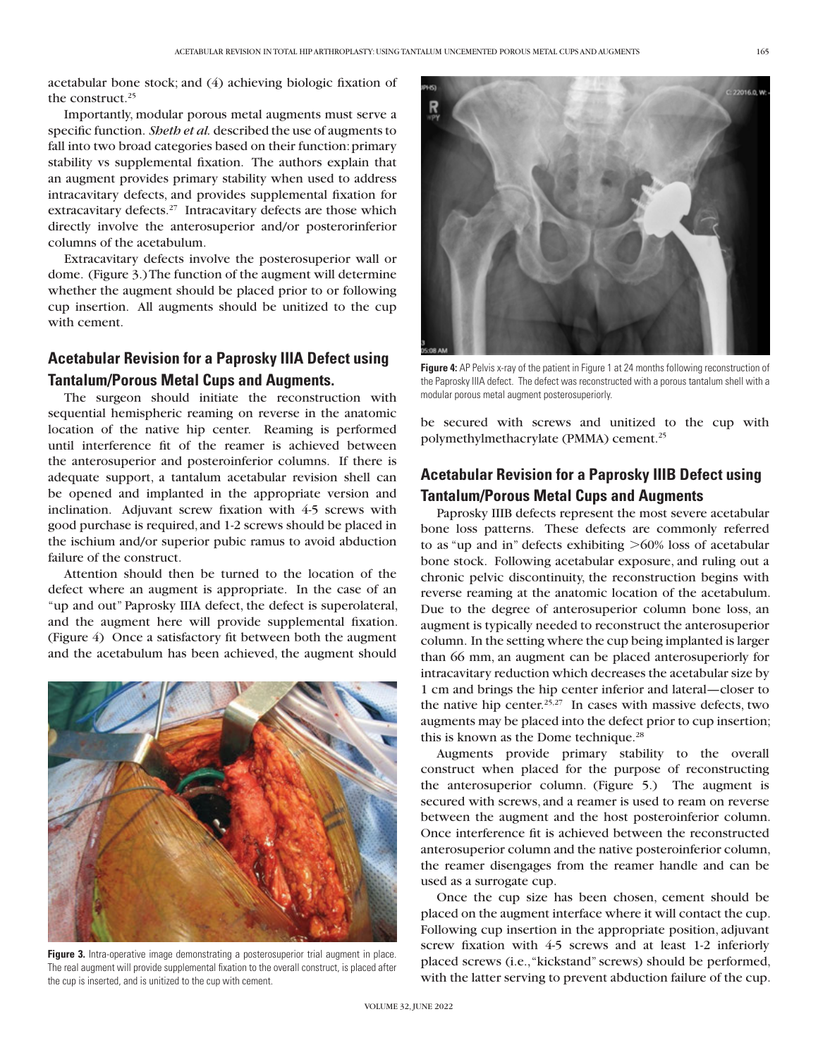acetabular bone stock; and (4) achieving biologic fixation of the construct.[25]

Importantly, modular porous metal augments must serve a specific function. *Sheth et al.* described the use of augments to fall into two broad categories based on their function: primary stability vs supplemental fixation. The authors explain that an augment provides primary stability when used to address intracavitary defects, and provides supplemental fixation for extracavitary defects.[27] Intracavitary defects are those which directly involve the anterosuperior and/or posterorinferior columns of the acetabulum.

Extracavitary defects involve the posterosuperior wall or dome. (Figure 3.) The function of the augment will determine whether the augment should be placed prior to or following cup insertion. All augments should be unitized to the cup with cement.

## Acetabular Revision for a Paprosky IIIA Defect using Tantalum/Porous Metal Cups and Augments.

The surgeon should initiate the reconstruction with sequential hemispheric reaming on reverse in the anatomic location of the native hip center. Reaming is performed until interference fit of the reamer is achieved between the anterosuperior and posteroinferior columns. If there is adequate support, a tantalum acetabular revision shell can be opened and implanted in the appropriate version and inclination. Adjuvant screw fixation with 4-5 screws with good purchase is required, and 1-2 screws should be placed in the ischium and/or superior pubic ramus to avoid abduction failure of the construct.

Attention should then be turned to the location of the defect where an augment is appropriate. In the case of an "up and out" Paprosky IIIA defect, the defect is superolateral, and the augment here will provide supplemental fixation. (Figure 4) Once a satisfactory fit between both the augment and the acetabulum has been achieved, the augment should be secured with screws and unitized to the cup with polymethylmethacrylate (PMMA) cement.[25]

**Figure 3.** Intra-operative image demonstrating a posterosuperior trial augment in place. The real augment will provide supplemental fixation to the overall construct, is placed after the cup is inserted, and is unitized to the cup with cement.

**Figure 4:** AP Pelvis x-ray of the patient in Figure 1 at 24 months following reconstruction of the Paprosky IIIA defect. The defect was reconstructed with a porous tantalum shell with a modular porous metal augment posterosuperiorly.

## Acetabular Revision for a Paprosky IIIB Defect using Tantalum/Porous Metal Cups and Augments

Paprosky IIIB defects represent the most severe acetabular bone loss patterns. These defects are commonly referred to as "up and in" defects exhibiting >60% loss of acetabular bone stock. Following acetabular exposure, and ruling out a chronic pelvic discontinuity, the reconstruction begins with reverse reaming at the anatomic location of the acetabulum. Due to the degree of anterosuperior column bone loss, an augment is typically needed to reconstruct the anterosuperior column. In the setting where the cup being implanted is larger than 66 mm, an augment can be placed anterosuperiorly for intracavitary reduction which decreases the acetabular size by 1 cm and brings the hip center inferior and lateral—closer to the native hip center.[25,27] In cases with massive defects, two augments may be placed into the defect prior to cup insertion; this is known as the Dome technique.[28]

Augments provide primary stability to the overall construct when placed for the purpose of reconstructing the anterosuperior column. (Figure 5.) The augment is secured with screws, and a reamer is used to ream on reverse between the augment and the host posteroinferior column. Once interference fit is achieved between the reconstructed anterosuperior column and the native posteroinferior column, the reamer disengages from the reamer handle and can be used as a surrogate cup.

Once the cup size has been chosen, cement should be placed on the augment interface where it will contact the cup. Following cup insertion in the appropriate position, adjuvant screw fixation with 4-5 screws and at least 1-2 inferiorly placed screws (i.e., "kickstand" screws) should be performed, with the latter serving to prevent abduction failure of the cup.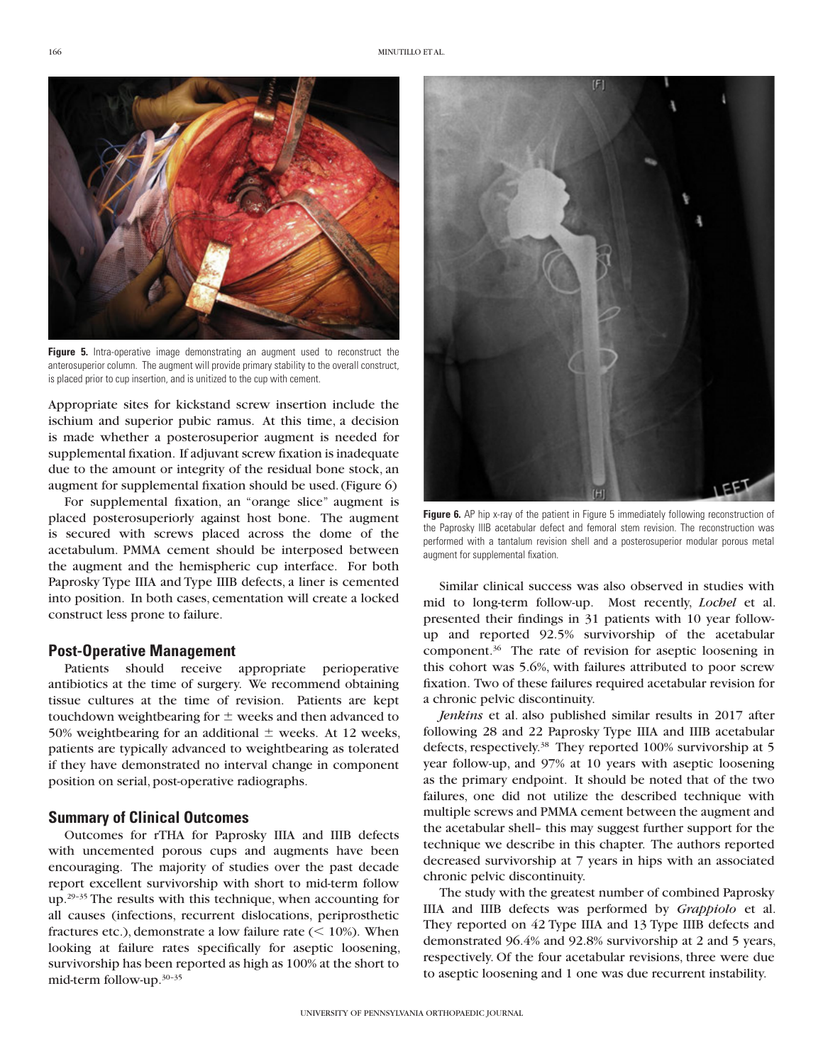Figure 5. Intra-operative image demonstrating an augment used to reconstruct the anterosuperior column. The augment will provide primary stability to the overall construct, is placed prior to cup insertion, and is unitized to the cup with cement.

Appropriate sites for kickstand screw insertion include the ischium and superior pubic ramus. At this time, a decision is made whether a posterosuperior augment is needed for supplemental fixation. If adjuvant screw fixation is inadequate due to the amount or integrity of the residual bone stock, an augment for supplemental fixation should be used. (Figure 6)

For supplemental fixation, an "orange slice" augment is placed posterosuperiorly against host bone. The augment is secured with screws placed across the dome of the acetabulum. PMMA cement should be interposed between the augment and the hemispheric cup interface. For both Paprosky Type IIIA and Type IIIB defects, a liner is cemented into position. In both cases, cementation will create a locked construct less prone to failure.

## Post-Operative Management

Patients should receive appropriate perioperative antibiotics at the time of surgery. We recommend obtaining tissue cultures at the time of revision. Patients are kept touchdown weightbearing for ± weeks and then advanced to 50% weightbearing for an additional ± weeks. At 12 weeks, patients are typically advanced to weightbearing as tolerated if they have demonstrated no interval change in component position on serial, post-operative radiographs.

## Summary of Clinical Outcomes

Outcomes for rTHA for Paprosky IIIA and IIIB defects with uncemented porous cups and augments have been encouraging. The majority of studies over the past decade report excellent survivorship with short to mid-term follow up.[29–35] The results with this technique, when accounting for all causes (infections, recurrent dislocations, periprosthetic fractures etc.), demonstrate a low failure rate (< 10%). When looking at failure rates specifically for aseptic loosening, survivorship has been reported as high as 100% at the short to mid-term follow-up.[30–35]

Figure 6. AP hip x-ray of the patient in Figure 5 immediately following reconstruction of the Paprosky IIIB acetabular defect and femoral stem revision. The reconstruction was performed with a tantalum revision shell and a posterosuperior modular porous metal augment for supplemental fixation.

Similar clinical success was also observed in studies with mid to long-term follow-up. Most recently, *Lochel* et al. presented their findings in 31 patients with 10 year follow-up and reported 92.5% survivorship of the acetabular component.[36] The rate of revision for aseptic loosening in this cohort was 5.6%, with failures attributed to poor screw fixation. Two of these failures required acetabular revision for a chronic pelvic discontinuity.

*Jenkins* et al. also published similar results in 2017 after following 28 and 22 Paprosky Type IIIA and IIIB acetabular defects, respectively.[38] They reported 100% survivorship at 5 year follow-up, and 97% at 10 years with aseptic loosening as the primary endpoint. It should be noted that of the two failures, one did not utilize the described technique with multiple screws and PMMA cement between the augment and the acetabular shell– this may suggest further support for the technique we describe in this chapter. The authors reported decreased survivorship at 7 years in hips with an associated chronic pelvic discontinuity.

The study with the greatest number of combined Paprosky IIIA and IIIB defects was performed by *Grappiolo* et al. They reported on 42 Type IIIA and 13 Type IIIB defects and demonstrated 96.4% and 92.8% survivorship at 2 and 5 years, respectively. Of the four acetabular revisions, three were due to aseptic loosening and 1 one was due recurrent instability.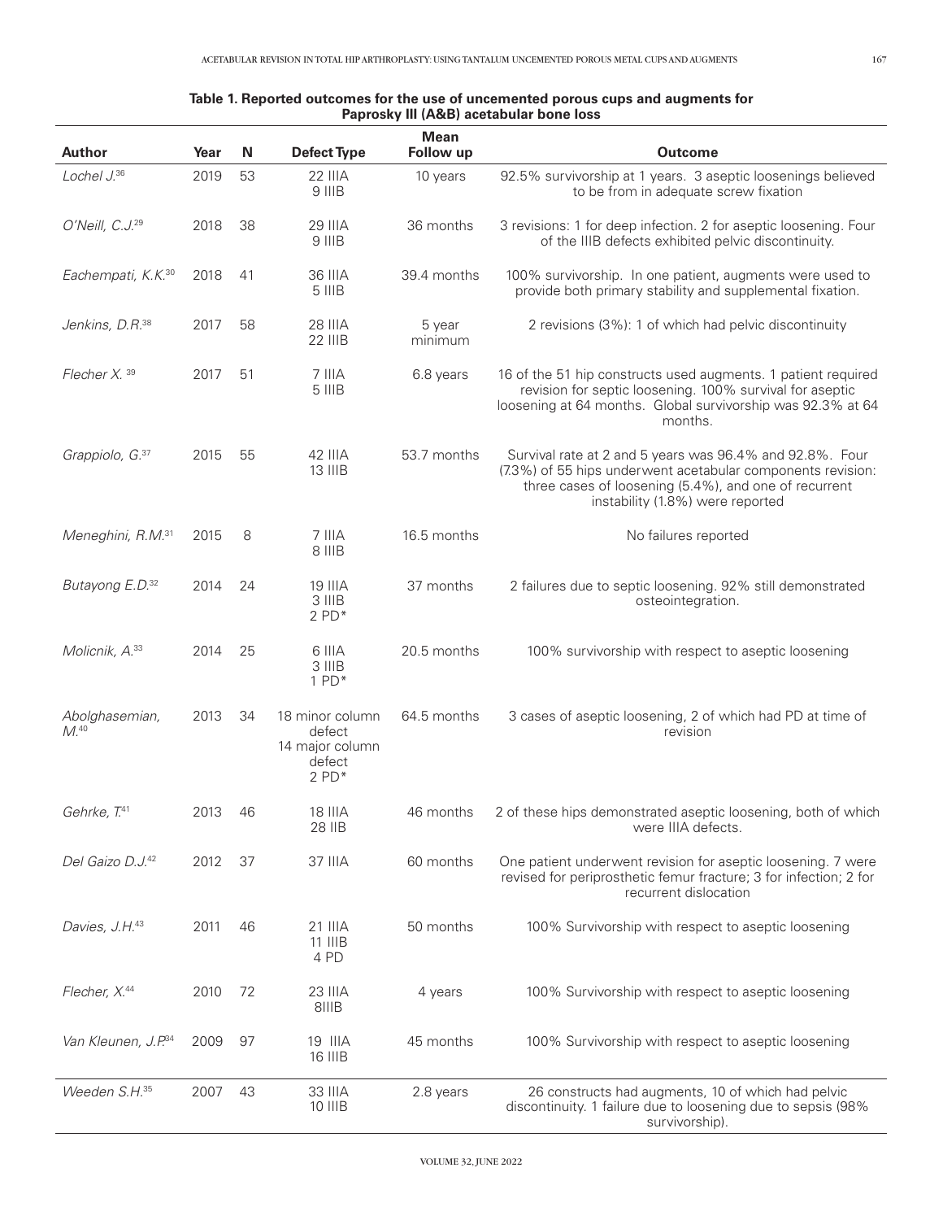**Table 1. Reported outcomes for the use of uncemented porous cups and augments for Paprosky III (A&B) acetabular bone loss**

| Author | Year | N | Defect Type | Mean Follow up | Outcome |
|---|---|---|---|---|---|
| *Lochel J.*[36] | 2019 | 53 | 22 IIIA<br>9 IIIB | 10 years | 92.5% survivorship at 1 years. 3 aseptic loosenings believed to be from in adequate screw fixation |
| *O'Neill, C.J.*[29] | 2018 | 38 | 29 IIIA<br>9 IIIB | 36 months | 3 revisions: 1 for deep infection. 2 for aseptic loosening. Four of the IIIB defects exhibited pelvic discontinuity. |
| *Eachempati, K.K.*[30] | 2018 | 41 | 36 IIIA<br>5 IIIB | 39.4 months | 100% survivorship. In one patient, augments were used to provide both primary stability and supplemental fixation. |
| *Jenkins, D.R.*[38] | 2017 | 58 | 28 IIIA<br>22 IIIB | 5 year minimum | 2 revisions (3%): 1 of which had pelvic discontinuity |
| *Flecher X.*[39] | 2017 | 51 | 7 IIIA<br>5 IIIB | 6.8 years | 16 of the 51 hip constructs used augments. 1 patient required revision for septic loosening. 100% survival for aseptic loosening at 64 months. Global survivorship was 92.3% at 64 months. |
| *Grappiolo, G.*[37] | 2015 | 55 | 42 IIIA<br>13 IIIB | 53.7 months | Survival rate at 2 and 5 years was 96.4% and 92.8%. Four (7.3%) of 55 hips underwent acetabular components revision: three cases of loosening (5.4%), and one of recurrent instability (1.8%) were reported |
| *Meneghini, R.M.*[31] | 2015 | 8 | 7 IIIA<br>8 IIIB | 16.5 months | No failures reported |
| *Butayong E.D.*[32] | 2014 | 24 | 19 IIIA<br>3 IIIB<br>2 PD* | 37 months | 2 failures due to septic loosening. 92% still demonstrated osteointegration. |
| *Molicnik, A.*[33] | 2014 | 25 | 6 IIIA<br>3 IIIB<br>1 PD* | 20.5 months | 100% survivorship with respect to aseptic loosening |
| *Abolghasemian, M.*[40] | 2013 | 34 | 18 minor column defect<br>14 major column defect<br>2 PD* | 64.5 months | 3 cases of aseptic loosening, 2 of which had PD at time of revision |
| *Gehrke, T.*[41] | 2013 | 46 | 18 IIIA<br>28 IIB | 46 months | 2 of these hips demonstrated aseptic loosening, both of which were IIIA defects. |
| *Del Gaizo D.J.*[42] | 2012 | 37 | 37 IIIA | 60 months | One patient underwent revision for aseptic loosening. 7 were revised for periprosthetic femur fracture; 3 for infection; 2 for recurrent dislocation |
| *Davies, J.H.*[43] | 2011 | 46 | 21 IIIA<br>11 IIIB<br>4 PD | 50 months | 100% Survivorship with respect to aseptic loosening |
| *Flecher, X.*[44] | 2010 | 72 | 23 IIIA<br>8IIIB | 4 years | 100% Survivorship with respect to aseptic loosening |
| *Van Kleunen, J.P.*[34] | 2009 | 97 | 19 IIIA<br>16 IIIB | 45 months | 100% Survivorship with respect to aseptic loosening |
| *Weeden S.H.*[35] | 2007 | 43 | 33 IIIA<br>10 IIIB | 2.8 years | 26 constructs had augments, 10 of which had pelvic discontinuity. 1 failure due to loosening due to sepsis (98% survivorship). |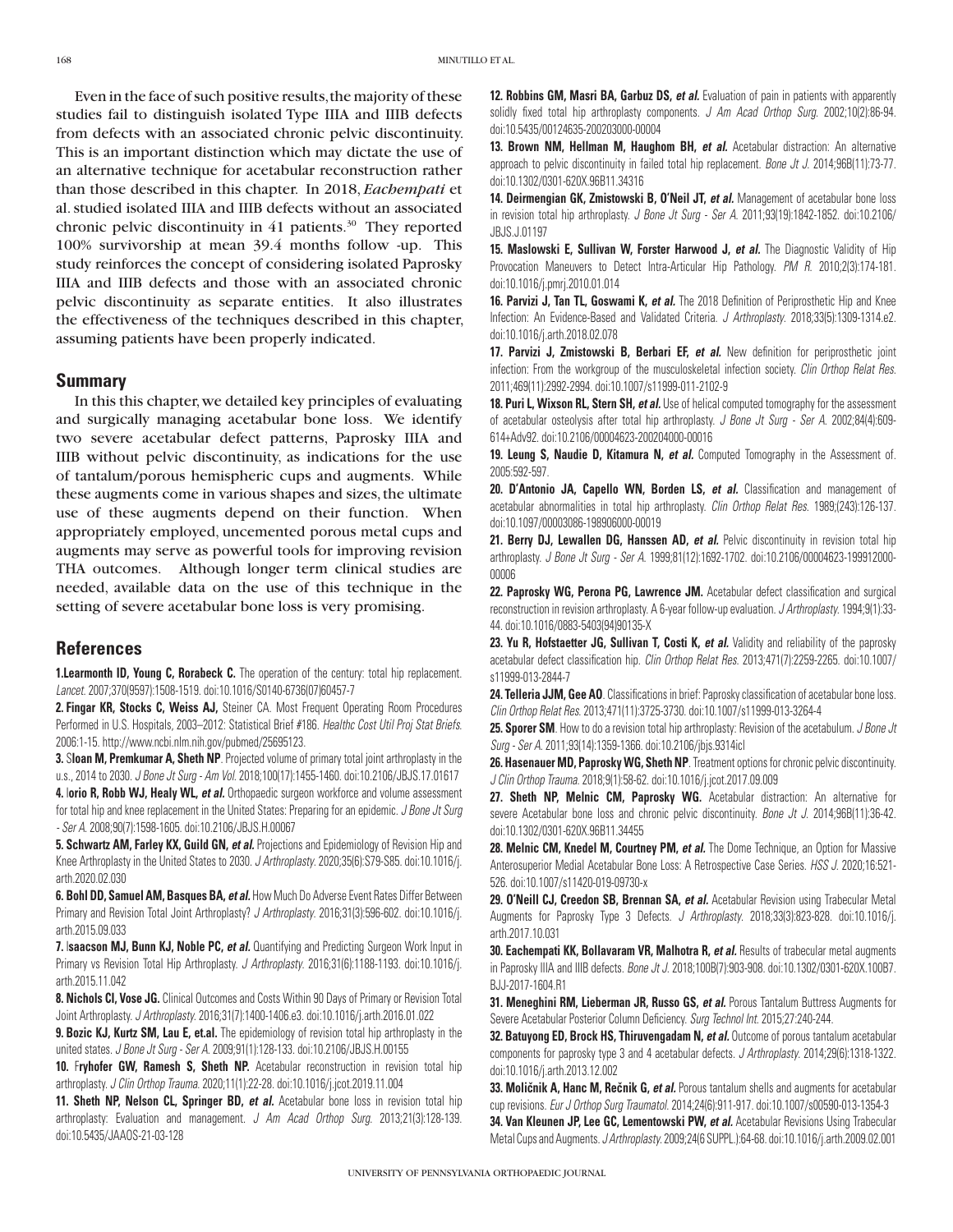Even in the face of such positive results, the majority of these studies fail to distinguish isolated Type IIIA and IIIB defects from defects with an associated chronic pelvic discontinuity. This is an important distinction which may dictate the use of an alternative technique for acetabular reconstruction rather than those described in this chapter. In 2018, *Eachempati* et al. studied isolated IIIA and IIIB defects without an associated chronic pelvic discontinuity in 41 patients.[30] They reported 100% survivorship at mean 39.4 months follow -up. This study reinforces the concept of considering isolated Paprosky IIIA and IIIB defects and those with an associated chronic pelvic discontinuity as separate entities. It also illustrates the effectiveness of the techniques described in this chapter, assuming patients have been properly indicated.

## Summary

In this this chapter, we detailed key principles of evaluating and surgically managing acetabular bone loss. We identify two severe acetabular defect patterns, Paprosky IIIA and IIIB without pelvic discontinuity, as indications for the use of tantalum/porous hemispheric cups and augments. While these augments come in various shapes and sizes, the ultimate use of these augments depend on their function. When appropriately employed, uncemented porous metal cups and augments may serve as powerful tools for improving revision THA outcomes. Although longer term clinical studies are needed, available data on the use of this technique in the setting of severe acetabular bone loss is very promising.

## References

**1. Learmonth ID, Young C, Rorabeck C.** The operation of the century: total hip replacement. *Lancet*. 2007;370(9597):1508-1519. doi:10.1016/S0140-6736(07)60457-7

**2. Fingar KR, Stocks C, Weiss AJ,** Steiner CA. Most Frequent Operating Room Procedures Performed in U.S. Hospitals, 2003–2012: Statistical Brief #186. *Healthc Cost Util Proj Stat Briefs*. 2006:1-15. http://www.ncbi.nlm.nih.gov/pubmed/25695123.

**3. Sloan M, Premkumar A, Sheth NP**. Projected volume of primary total joint arthroplasty in the u.s., 2014 to 2030. *J Bone Jt Surg - Am Vol*. 2018;100(17):1455-1460. doi:10.2106/JBJS.17.01617

**4. Iorio R, Robb WJ, Healy WL, *et al.*** Orthopaedic surgeon workforce and volume assessment for total hip and knee replacement in the United States: Preparing for an epidemic. *J Bone Jt Surg - Ser A*. 2008;90(7):1598-1605. doi:10.2106/JBJS.H.00067

**5. Schwartz AM, Farley KX, Guild GN, *et al.*** Projections and Epidemiology of Revision Hip and Knee Arthroplasty in the United States to 2030. *J Arthroplasty*. 2020;35(6):S79-S85. doi:10.1016/j.arth.2020.02.030

**6. Bohl DD, Samuel AM, Basques BA, *et al.*** How Much Do Adverse Event Rates Differ Between Primary and Revision Total Joint Arthroplasty? *J Arthroplasty*. 2016;31(3):596-602. doi:10.1016/j.arth.2015.09.033

**7. Isaacson MJ, Bunn KJ, Noble PC, *et al.*** Quantifying and Predicting Surgeon Work Input in Primary vs Revision Total Hip Arthroplasty. *J Arthroplasty*. 2016;31(6):1188-1193. doi:10.1016/j.arth.2015.11.042

**8. Nichols CI, Vose JG.** Clinical Outcomes and Costs Within 90 Days of Primary or Revision Total Joint Arthroplasty. *J Arthroplasty*. 2016;31(7):1400-1406.e3. doi:10.1016/j.arth.2016.01.022

**9. Bozic KJ, Kurtz SM, Lau E, et.al.** The epidemiology of revision total hip arthroplasty in the united states. *J Bone Jt Surg - Ser A*. 2009;91(1):128-133. doi:10.2106/JBJS.H.00155

**10. Fryhofer GW, Ramesh S, Sheth NP.** Acetabular reconstruction in revision total hip arthroplasty. *J Clin Orthop Trauma*. 2020;11(1):22-28. doi:10.1016/j.jcot.2019.11.004

**11. Sheth NP, Nelson CL, Springer BD, *et al.*** Acetabular bone loss in revision total hip arthroplasty: Evaluation and management. *J Am Acad Orthop Surg*. 2013;21(3):128-139. doi:10.5435/JAAOS-21-03-128

**12. Robbins GM, Masri BA, Garbuz DS, *et al.*** Evaluation of pain in patients with apparently solidly fixed total hip arthroplasty components. *J Am Acad Orthop Surg*. 2002;10(2):86-94. doi:10.5435/00124635-200203000-00004

**13. Brown NM, Hellman M, Haughom BH, *et al.*** Acetabular distraction: An alternative approach to pelvic discontinuity in failed total hip replacement. *Bone Jt J*. 2014;96B(11):73-77. doi:10.1302/0301-620X.96B11.34316

**14. Deirmengian GK, Zmistowski B, O'Neil JT, *et al.*** Management of acetabular bone loss in revision total hip arthroplasty. *J Bone Jt Surg - Ser A*. 2011;93(19):1842-1852. doi:10.2106/JBJS.J.01197

**15. Maslowski E, Sullivan W, Forster Harwood J, *et al.*** The Diagnostic Validity of Hip Provocation Maneuvers to Detect Intra-Articular Hip Pathology. *PM R*. 2010;2(3):174-181. doi:10.1016/j.pmrj.2010.01.014

**16. Parvizi J, Tan TL, Goswami K, *et al.*** The 2018 Definition of Periprosthetic Hip and Knee Infection: An Evidence-Based and Validated Criteria. *J Arthroplasty*. 2018;33(5):1309-1314.e2. doi:10.1016/j.arth.2018.02.078

**17. Parvizi J, Zmistowski B, Berbari EF, *et al.*** New definition for periprosthetic joint infection: From the workgroup of the musculoskeletal infection society. *Clin Orthop Relat Res*. 2011;469(11):2992-2994. doi:10.1007/s11999-011-2102-9

**18. Puri L, Wixson RL, Stern SH, *et al.*** Use of helical computed tomography for the assessment of acetabular osteolysis after total hip arthroplasty. *J Bone Jt Surg - Ser A*. 2002;84(4):609-614+Adv92. doi:10.2106/00004623-200204000-00016

**19. Leung S, Naudie D, Kitamura N, *et al.*** Computed Tomography in the Assessment of. 2005:592-597.

**20. D'Antonio JA, Capello WN, Borden LS, *et al.*** Classification and management of acetabular abnormalities in total hip arthroplasty. *Clin Orthop Relat Res*. 1989;(243):126-137. doi:10.1097/00003086-198906000-00019

**21. Berry DJ, Lewallen DG, Hanssen AD, *et al.*** Pelvic discontinuity in revision total hip arthroplasty. *J Bone Jt Surg - Ser A*. 1999;81(12):1692-1702. doi:10.2106/00004623-199912000-00006

**22. Paprosky WG, Perona PG, Lawrence JM.** Acetabular defect classification and surgical reconstruction in revision arthroplasty. A 6-year follow-up evaluation. *J Arthroplasty*. 1994;9(1):33-44. doi:10.1016/0883-5403(94)90135-X

**23. Yu R, Hofstaetter JG, Sullivan T, Costi K, *et al.*** Validity and reliability of the paprosky acetabular defect classification hip. *Clin Orthop Relat Res*. 2013;471(7):2259-2265. doi:10.1007/s11999-013-2844-7

**24. Telleria JJM, Gee AO**. Classifications in brief: Paprosky classification of acetabular bone loss. *Clin Orthop Relat Res*. 2013;471(11):3725-3730. doi:10.1007/s11999-013-3264-4

**25. Sporer SM**. How to do a revision total hip arthroplasty: Revision of the acetabulum. *J Bone Jt Surg - Ser A*. 2011;93(14):1359-1366. doi:10.2106/jbjs.9314icl

**26. Hasenauer MD, Paprosky WG, Sheth NP**. Treatment options for chronic pelvic discontinuity. *J Clin Orthop Trauma*. 2018;9(1):58-62. doi:10.1016/j.jcot.2017.09.009

**27. Sheth NP, Melnic CM, Paprosky WG.** Acetabular distraction: An alternative for severe Acetabular bone loss and chronic pelvic discontinuity. *Bone Jt J*. 2014;96B(11):36-42. doi:10.1302/0301-620X.96B11.34455

**28. Melnic CM, Knedel M, Courtney PM, *et al.*** The Dome Technique, an Option for Massive Anterosuperior Medial Acetabular Bone Loss: A Retrospective Case Series. *HSS J*. 2020;16:521-526. doi:10.1007/s11420-019-09730-x

**29. O'Neill CJ, Creedon SB, Brennan SA, *et al.*** Acetabular Revision using Trabecular Metal Augments for Paprosky Type 3 Defects. *J Arthroplasty*. 2018;33(3):823-828. doi:10.1016/j.arth.2017.10.031

**30. Eachempati KK, Bollavaram VR, Malhotra R, *et al.*** Results of trabecular metal augments in Paprosky IIIA and IIIB defects. *Bone Jt J*. 2018;100B(7):903-908. doi:10.1302/0301-620X.100B7.BJJ-2017-1604.R1

**31. Meneghini RM, Lieberman JR, Russo GS, *et al.*** Porous Tantalum Buttress Augments for Severe Acetabular Posterior Column Deficiency. *Surg Technol Int*. 2015;27:240-244.

**32. Batuyong ED, Brock HS, Thiruvengadam N, *et al.*** Outcome of porous tantalum acetabular components for paprosky type 3 and 4 acetabular defects. *J Arthroplasty*. 2014;29(6):1318-1322. doi:10.1016/j.arth.2013.12.002

**33. Moličnik A, Hanc M, Rečnik G, *et al.*** Porous tantalum shells and augments for acetabular cup revisions. *Eur J Orthop Surg Traumatol*. 2014;24(6):911-917. doi:10.1007/s00590-013-1354-3

**34. Van Kleunen JP, Lee GC, Lementowski PW, *et al.*** Acetabular Revisions Using Trabecular Metal Cups and Augments. *J Arthroplasty*. 2009;24(6 SUPPL.):64-68. doi:10.1016/j.arth.2009.02.001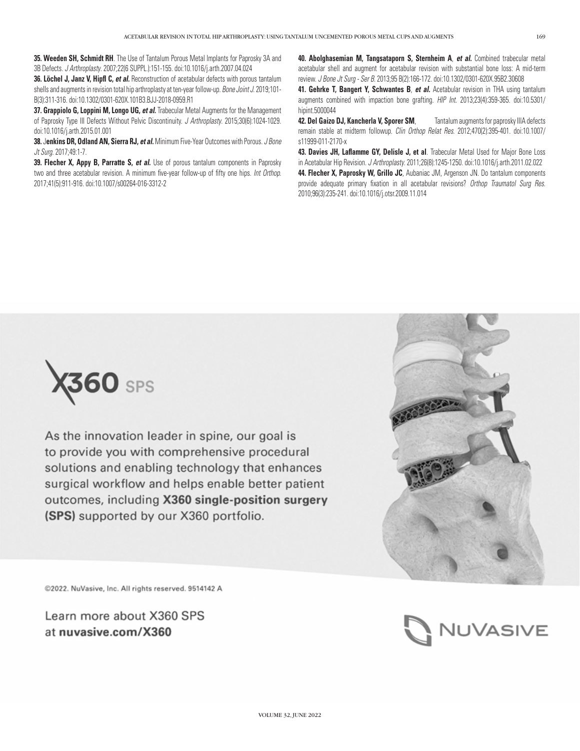**35. Weeden SH, Schmidt RH**. The Use of Tantalum Porous Metal Implants for Paprosky 3A and 3B Defects. *J Arthroplasty.* 2007;22(6 SUPPL.):151-155. doi:10.1016/j.arth.2007.04.024

**36. Löchel J, Janz V, Hipfl C, *et al.*** Reconstruction of acetabular defects with porous tantalum shells and augments in revision total hip arthroplasty at ten-year follow-up. *Bone Joint J.* 2019;101-B(3):311-316. doi:10.1302/0301-620X.101B3.BJJ-2018-0959.R1

**37. Grappiolo G, Loppini M, Longo UG, *et al.*** Trabecular Metal Augments for the Management of Paprosky Type III Defects Without Pelvic Discontinuity. *J Arthroplasty.* 2015;30(6):1024-1029. doi:10.1016/j.arth.2015.01.001

**38. Jenkins DR, Odland AN, Sierra RJ, *et al.*** Minimum Five-Year Outcomes with Porous. *J Bone Jt Surg.* 2017;49:1-7.

**39. Flecher X, Appy B, Parratte S, *et al.*** Use of porous tantalum components in Paprosky two and three acetabular revision. A minimum five-year follow-up of fifty one hips. *Int Orthop.* 2017;41(5):911-916. doi:10.1007/s00264-016-3312-2

**40. Abolghasemian M, Tangsataporn S, Sternheim A**, ***et al.*** Combined trabecular metal acetabular shell and augment for acetabular revision with substantial bone loss: A mid-term review. *J Bone Jt Surg - Ser B.* 2013;95 B(2):166-172. doi:10.1302/0301-620X.95B2.30608

**41. Gehrke T, Bangert Y, Schwantes B**, ***et al.*** Acetabular revision in THA using tantalum augments combined with impaction bone grafting. *HIP Int.* 2013;23(4):359-365. doi:10.5301/hipint.5000044

**42. Del Gaizo DJ, Kancherla V, Sporer SM**, Tantalum augments for paprosky IIIA defects remain stable at midterm followup. *Clin Orthop Relat Res.* 2012;470(2):395-401. doi:10.1007/s11999-011-2170-x

**43. Davies JH, Laflamme GY, Delisle J, et al**. Trabecular Metal Used for Major Bone Loss in Acetabular Hip Revision. *J Arthroplasty.* 2011;26(8):1245-1250. doi:10.1016/j.arth.2011.02.022

**44. Flecher X, Paprosky W, Grillo JC**, Aubaniac JM, Argenson JN. Do tantalum components provide adequate primary fixation in all acetabular revisions? *Orthop Traumatol Surg Res.* 2010;96(3):235-241. doi:10.1016/j.otsr.2009.11.014

X360 SPS

As the innovation leader in spine, our goal is to provide you with comprehensive procedural solutions and enabling technology that enhances surgical workflow and helps enable better patient outcomes, including **X360 single-position surgery (SPS)** supported by our X360 portfolio.

©2022. NuVasive, Inc. All rights reserved. 9514142 A

Learn more about X360 SPS at **nuvasive.com/X360**

NUVASIVE